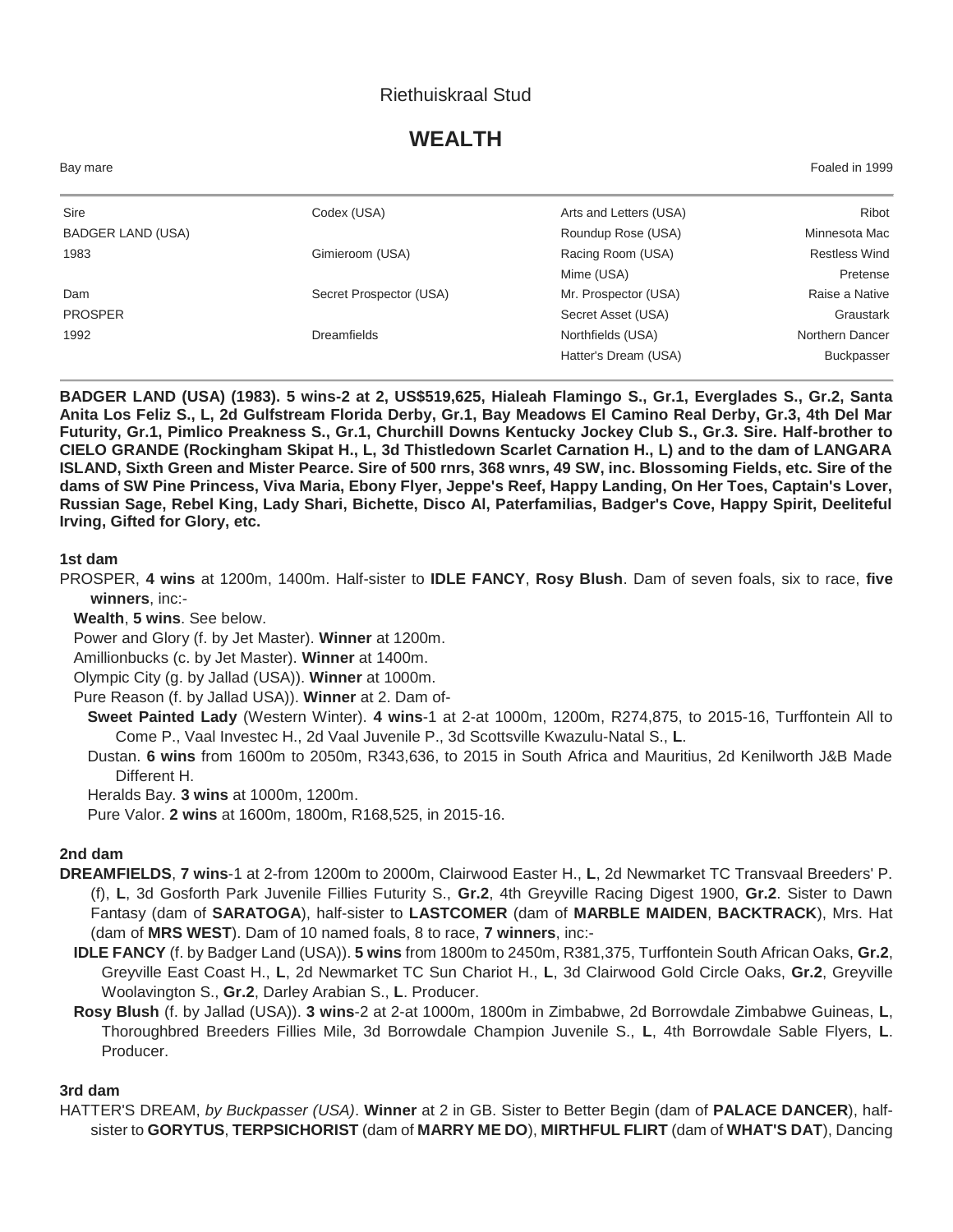Riethuiskraal Stud

# WEALTH

Bay mare | Foaled in 1999

| | | | |
|---|---|---|---|
| Sire | Codex (USA) | Arts and Letters (USA) | Ribot |
| BADGER LAND (USA) | | Roundup Rose (USA) | Minnesota Mac |
| 1983 | Gimieroom (USA) | Racing Room (USA) | Restless Wind |
| | | Mime (USA) | Pretense |
| Dam | Secret Prospector (USA) | Mr. Prospector (USA) | Raise a Native |
| PROSPER | | Secret Asset (USA) | Graustark |
| 1992 | Dreamfields | Northfields (USA) | Northern Dancer |
| | | Hatter's Dream (USA) | Buckpasser |

**BADGER LAND (USA) (1983). 5 wins-2 at 2, US$519,625, Hialeah Flamingo S., Gr.1, Everglades S., Gr.2, Santa Anita Los Feliz S., L, 2d Gulfstream Florida Derby, Gr.1, Bay Meadows El Camino Real Derby, Gr.3, 4th Del Mar Futurity, Gr.1, Pimlico Preakness S., Gr.1, Churchill Downs Kentucky Jockey Club S., Gr.3. Sire. Half-brother to CIELO GRANDE (Rockingham Skipat H., L, 3d Thistledown Scarlet Carnation H., L) and to the dam of LANGARA ISLAND, Sixth Green and Mister Pearce. Sire of 500 rnrs, 368 wnrs, 49 SW, inc. Blossoming Fields, etc. Sire of the dams of SW Pine Princess, Viva Maria, Ebony Flyer, Jeppe's Reef, Happy Landing, On Her Toes, Captain's Lover, Russian Sage, Rebel King, Lady Shari, Bichette, Disco Al, Paterfamilias, Badger's Cove, Happy Spirit, Deeliteful Irving, Gifted for Glory, etc.**

### 1st dam

PROSPER, **4 wins** at 1200m, 1400m. Half-sister to **IDLE FANCY**, **Rosy Blush**. Dam of seven foals, six to race, **five winners**, inc:-

- **Wealth**, **5 wins**. See below.
- Power and Glory (f. by Jet Master). **Winner** at 1200m.
- Amillionbucks (c. by Jet Master). **Winner** at 1400m.
- Olympic City (g. by Jallad (USA)). **Winner** at 1000m.
- Pure Reason (f. by Jallad (USA)). **Winner** at 2. Dam of-
  - **Sweet Painted Lady** (Western Winter). **4 wins**-1 at 2-at 1000m, 1200m, R274,875, to 2015-16, Turffontein All to Come P., Vaal Investec H., 2d Vaal Juvenile P., 3d Scottsville Kwazulu-Natal S., **L**.
  - Dustan. **6 wins** from 1600m to 2050m, R343,636, to 2015 in South Africa and Mauritius, 2d Kenilworth J&B Made Different H.
  - Heralds Bay. **3 wins** at 1000m, 1200m.
  - Pure Valor. **2 wins** at 1600m, 1800m, R168,525, in 2015-16.

### 2nd dam

**DREAMFIELDS**, **7 wins**-1 at 2-from 1200m to 2000m, Clairwood Easter H., **L**, 2d Newmarket TC Transvaal Breeders' P. (f), **L**, 3d Gosforth Park Juvenile Fillies Futurity S., **Gr.2**, 4th Greyville Racing Digest 1900, **Gr.2**. Sister to Dawn Fantasy (dam of **SARATOGA**), half-sister to **LASTCOMER** (dam of **MARBLE MAIDEN**, **BACKTRACK**), Mrs. Hat (dam of **MRS WEST**). Dam of 10 named foals, 8 to race, **7 winners**, inc:-

- **IDLE FANCY** (f. by Badger Land (USA)). **5 wins** from 1800m to 2450m, R381,375, Turffontein South African Oaks, **Gr.2**, Greyville East Coast H., **L**, 2d Newmarket TC Sun Chariot H., **L**, 3d Clairwood Gold Circle Oaks, **Gr.2**, Greyville Woolavington S., **Gr.2**, Darley Arabian S., **L**. Producer.
- **Rosy Blush** (f. by Jallad (USA)). **3 wins**-2 at 2-at 1000m, 1800m in Zimbabwe, 2d Borrowdale Zimbabwe Guineas, **L**, Thoroughbred Breeders Fillies Mile, 3d Borrowdale Champion Juvenile S., **L**, 4th Borrowdale Sable Flyers, **L**. Producer.

### 3rd dam

HATTER'S DREAM, *by Buckpasser (USA)*. **Winner** at 2 in GB. Sister to Better Begin (dam of **PALACE DANCER**), half-sister to **GORYTUS**, **TERPSICHORIST** (dam of **MARRY ME DO**), **MIRTHFUL FLIRT** (dam of **WHAT'S DAT**), Dancing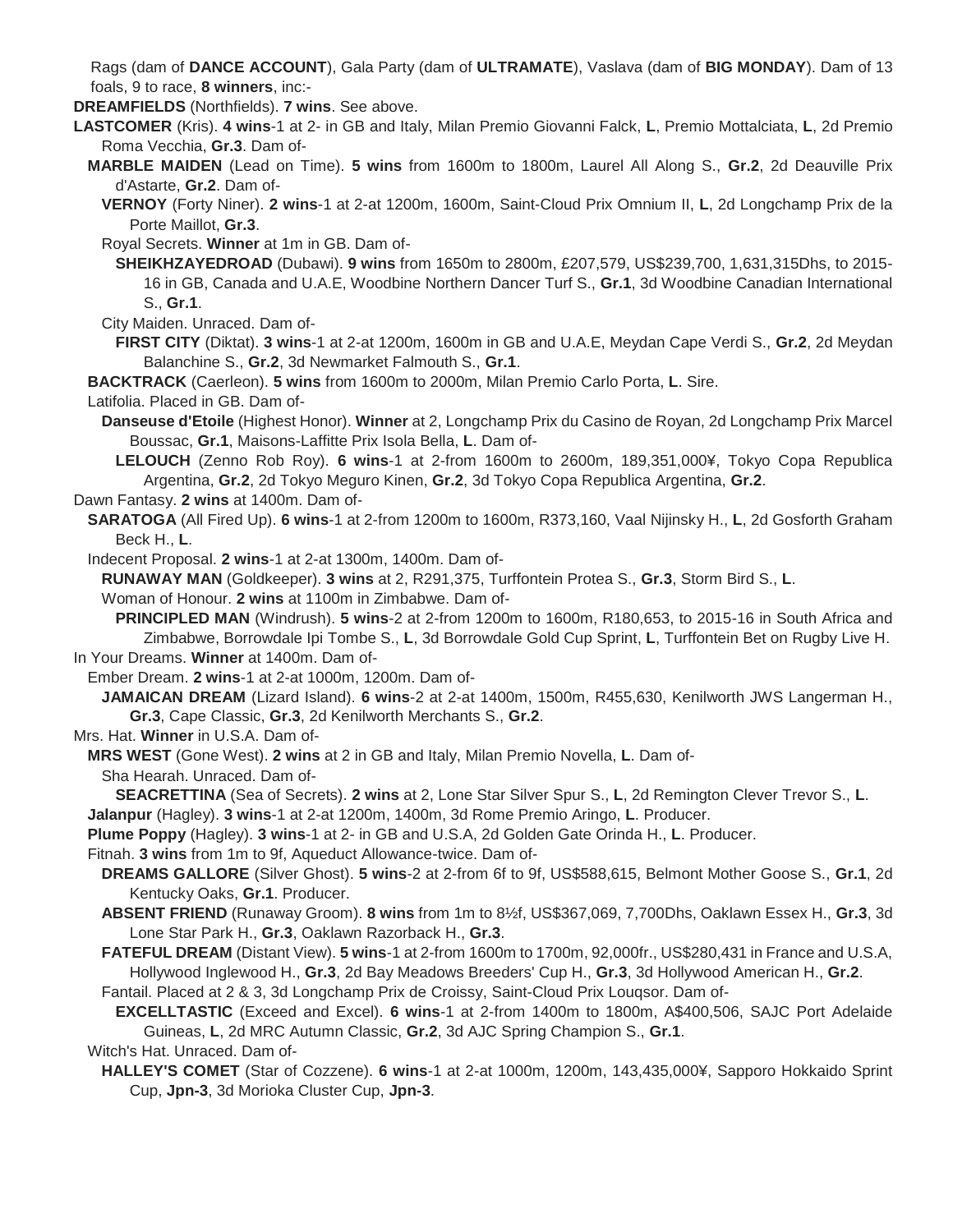Rags (dam of **DANCE ACCOUNT**), Gala Party (dam of **ULTRAMATE**), Vaslava (dam of **BIG MONDAY**). Dam of 13 foals, 9 to race, **8 winners**, inc:-

**DREAMFIELDS** (Northfields). **7 wins**. See above.

**LASTCOMER** (Kris). **4 wins**-1 at 2- in GB and Italy, Milan Premio Giovanni Falck, **L**, Premio Mottalciata, **L**, 2d Premio Roma Vecchia, **Gr.3**. Dam of-

**MARBLE MAIDEN** (Lead on Time). **5 wins** from 1600m to 1800m, Laurel All Along S., **Gr.2**, 2d Deauville Prix d'Astarte, **Gr.2**. Dam of-

**VERNOY** (Forty Niner). **2 wins**-1 at 2-at 1200m, 1600m, Saint-Cloud Prix Omnium II, **L**, 2d Longchamp Prix de la Porte Maillot, **Gr.3**.

Royal Secrets. **Winner** at 1m in GB. Dam of-

**SHEIKHZAYEDROAD** (Dubawi). **9 wins** from 1650m to 2800m, £207,579, US$239,700, 1,631,315Dhs, to 2015-16 in GB, Canada and U.A.E, Woodbine Northern Dancer Turf S., **Gr.1**, 3d Woodbine Canadian International S., **Gr.1**.

City Maiden. Unraced. Dam of-

**FIRST CITY** (Diktat). **3 wins**-1 at 2-at 1200m, 1600m in GB and U.A.E, Meydan Cape Verdi S., **Gr.2**, 2d Meydan Balanchine S., **Gr.2**, 3d Newmarket Falmouth S., **Gr.1**.

**BACKTRACK** (Caerleon). **5 wins** from 1600m to 2000m, Milan Premio Carlo Porta, **L**. Sire.

Latifolia. Placed in GB. Dam of-

**Danseuse d'Etoile** (Highest Honor). **Winner** at 2, Longchamp Prix du Casino de Royan, 2d Longchamp Prix Marcel Boussac, **Gr.1**, Maisons-Laffitte Prix Isola Bella, **L**. Dam of-

**LELOUCH** (Zenno Rob Roy). **6 wins**-1 at 2-from 1600m to 2600m, 189,351,000¥, Tokyo Copa Republica Argentina, **Gr.2**, 2d Tokyo Meguro Kinen, **Gr.2**, 3d Tokyo Copa Republica Argentina, **Gr.2**.

Dawn Fantasy. **2 wins** at 1400m. Dam of-

**SARATOGA** (All Fired Up). **6 wins**-1 at 2-from 1200m to 1600m, R373,160, Vaal Nijinsky H., **L**, 2d Gosforth Graham Beck H., **L**.

Indecent Proposal. **2 wins**-1 at 2-at 1300m, 1400m. Dam of-

**RUNAWAY MAN** (Goldkeeper). **3 wins** at 2, R291,375, Turffontein Protea S., **Gr.3**, Storm Bird S., **L**.

Woman of Honour. **2 wins** at 1100m in Zimbabwe. Dam of-

**PRINCIPLED MAN** (Windrush). **5 wins**-2 at 2-from 1200m to 1600m, R180,653, to 2015-16 in South Africa and Zimbabwe, Borrowdale Ipi Tombe S., **L**, 3d Borrowdale Gold Cup Sprint, **L**, Turffontein Bet on Rugby Live H.

In Your Dreams. **Winner** at 1400m. Dam of-

Ember Dream. **2 wins**-1 at 2-at 1000m, 1200m. Dam of-

**JAMAICAN DREAM** (Lizard Island). **6 wins**-2 at 2-at 1400m, 1500m, R455,630, Kenilworth JWS Langerman H., **Gr.3**, Cape Classic, **Gr.3**, 2d Kenilworth Merchants S., **Gr.2**.

Mrs. Hat. **Winner** in U.S.A. Dam of-

**MRS WEST** (Gone West). **2 wins** at 2 in GB and Italy, Milan Premio Novella, **L**. Dam of-

Sha Hearah. Unraced. Dam of-

**SEACRETTINA** (Sea of Secrets). **2 wins** at 2, Lone Star Silver Spur S., **L**, 2d Remington Clever Trevor S., **L**.

**Jalanpur** (Hagley). **3 wins**-1 at 2-at 1200m, 1400m, 3d Rome Premio Aringo, **L**. Producer.

**Plume Poppy** (Hagley). **3 wins**-1 at 2- in GB and U.S.A, 2d Golden Gate Orinda H., **L**. Producer.

Fitnah. **3 wins** from 1m to 9f, Aqueduct Allowance-twice. Dam of-

**DREAMS GALLORE** (Silver Ghost). **5 wins**-2 at 2-from 6f to 9f, US$588,615, Belmont Mother Goose S., **Gr.1**, 2d Kentucky Oaks, **Gr.1**. Producer.

**ABSENT FRIEND** (Runaway Groom). **8 wins** from 1m to 8½f, US$367,069, 7,700Dhs, Oaklawn Essex H., **Gr.3**, 3d Lone Star Park H., **Gr.3**, Oaklawn Razorback H., **Gr.3**.

**FATEFUL DREAM** (Distant View). **5 wins**-1 at 2-from 1600m to 1700m, 92,000fr., US$280,431 in France and U.S.A, Hollywood Inglewood H., **Gr.3**, 2d Bay Meadows Breeders' Cup H., **Gr.3**, 3d Hollywood American H., **Gr.2**.

Fantail. Placed at 2 & 3, 3d Longchamp Prix de Croissy, Saint-Cloud Prix Louqsor. Dam of-

**EXCELLTASTIC** (Exceed and Excel). **6 wins**-1 at 2-from 1400m to 1800m, A$400,506, SAJC Port Adelaide Guineas, **L**, 2d MRC Autumn Classic, **Gr.2**, 3d AJC Spring Champion S., **Gr.1**.

Witch's Hat. Unraced. Dam of-

**HALLEY'S COMET** (Star of Cozzene). **6 wins**-1 at 2-at 1000m, 1200m, 143,435,000¥, Sapporo Hokkaido Sprint Cup, **Jpn-3**, 3d Morioka Cluster Cup, **Jpn-3**.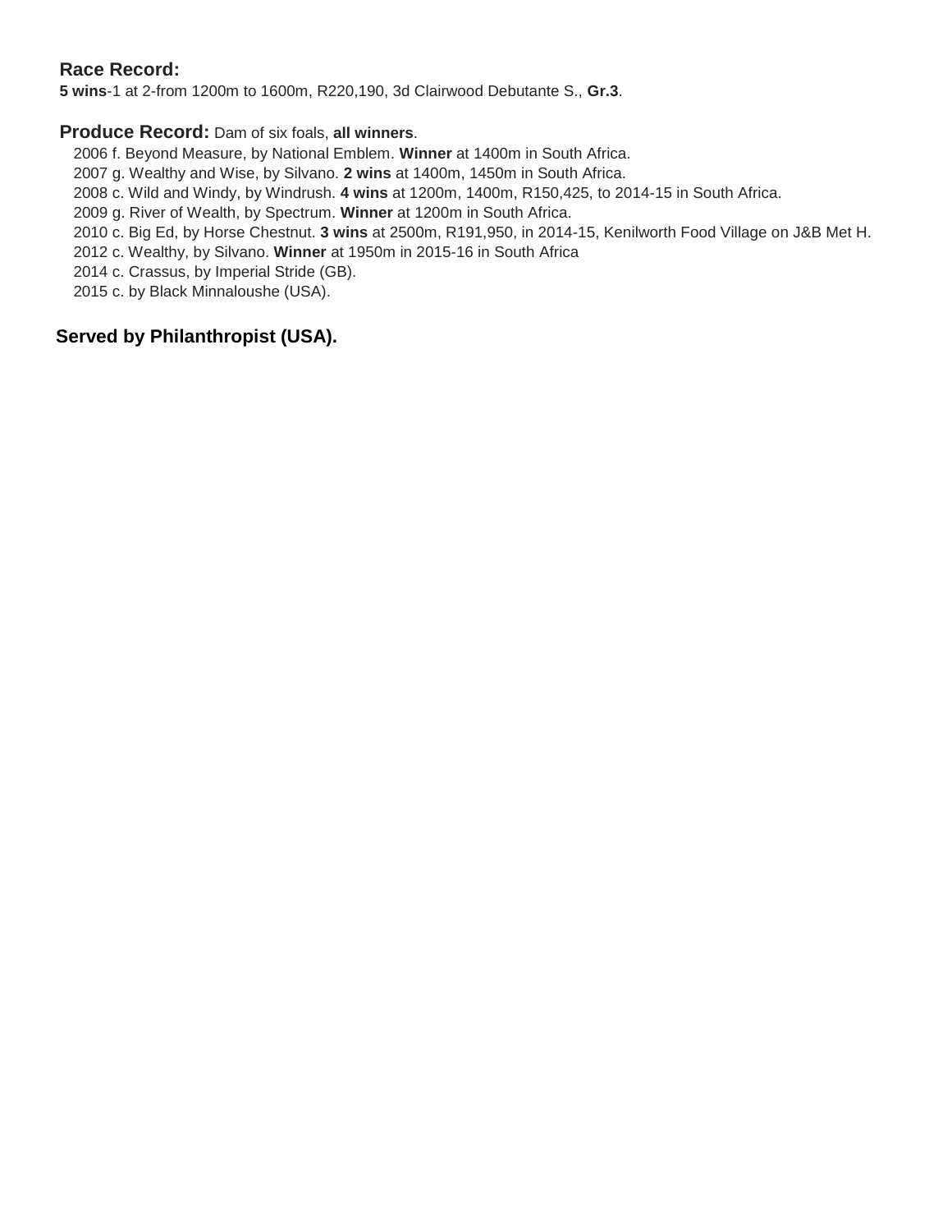**Race Record:**

**5 wins**-1 at 2-from 1200m to 1600m, R220,190, 3d Clairwood Debutante S., **Gr.3**.

**Produce Record:** Dam of six foals, **all winners**.

2006 f. Beyond Measure, by National Emblem. **Winner** at 1400m in South Africa.
2007 g. Wealthy and Wise, by Silvano. **2 wins** at 1400m, 1450m in South Africa.
2008 c. Wild and Windy, by Windrush. **4 wins** at 1200m, 1400m, R150,425, to 2014-15 in South Africa.
2009 g. River of Wealth, by Spectrum. **Winner** at 1200m in South Africa.
2010 c. Big Ed, by Horse Chestnut. **3 wins** at 2500m, R191,950, in 2014-15, Kenilworth Food Village on J&B Met H.
2012 c. Wealthy, by Silvano. **Winner** at 1950m in 2015-16 in South Africa
2014 c. Crassus, by Imperial Stride (GB).
2015 c. by Black Minnaloushe (USA).

**Served by Philanthropist (USA).**